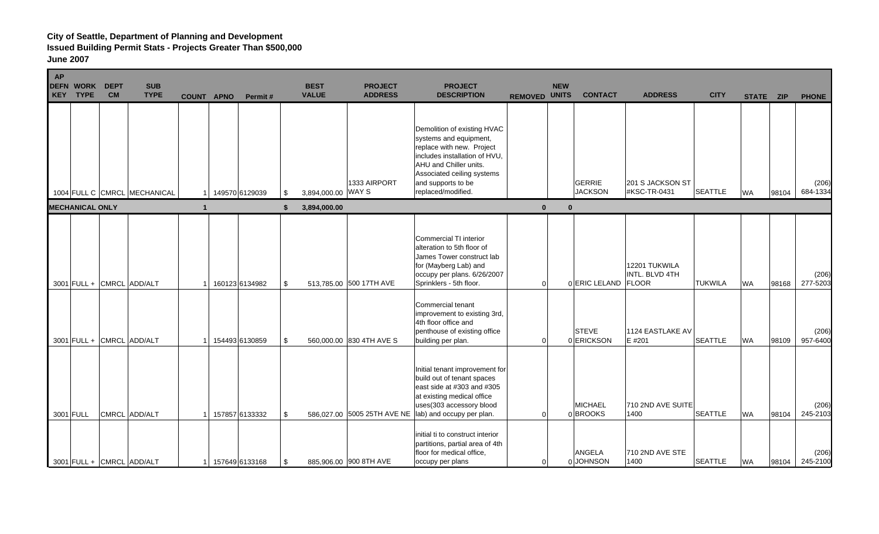**City of Seattle, Department of Planning and Development**
**Issued Building Permit Stats - Projects Greater Than $500,000**
**June 2007**

| AP DEFN KEY | WORK TYPE | DEPT CM | SUB TYPE | COUNT | APNO | Permit # | | BEST VALUE | PROJECT ADDRESS | PROJECT DESCRIPTION | REMOVED | NEW UNITS | CONTACT | ADDRESS | CITY | STATE | ZIP | PHONE |
|---|---|---|---|---|---|---|---|---|---|---|---|---|---|---|---|---|---|---|
| 1004 | FULL C | CMRCL | MECHANICAL | 1 | 149570 | 6129039 | $ | 3,894,000.00 | 1333 AIRPORT WAY S | Demolition of existing HVAC systems and equipment, replace with new. Project includes installation of HVU, AHU and Chiller units. Associated ceiling systems and supports to be replaced/modified. | | | GERRIE JACKSON | 201 S JACKSON ST #KSC-TR-0431 | SEATTLE | WA | 98104 | (206) 684-1334 |
| **MECHANICAL ONLY** | | | | **1** | | | **$** | **3,894,000.00** | | | **0** | **0** | | | | | | |
| 3001 | FULL + | CMRCL | ADD/ALT | 1 | 160123 | 6134982 | $ | 513,785.00 | 500 17TH AVE | Commercial TI interior alteration to 5th floor of James Tower construct lab for (Mayberg Lab) and occupy per plans. 6/26/2007 Sprinklers - 5th floor. | 0 | 0 | ERIC LELAND | 12201 TUKWILA INTL. BLVD 4TH FLOOR | TUKWILA | WA | 98168 | (206) 277-5203 |
| 3001 | FULL + | CMRCL | ADD/ALT | 1 | 154493 | 6130859 | $ | 560,000.00 | 830 4TH AVE S | Commercial tenant improvement to existing 3rd, 4th floor office and penthouse of existing office building per plan. | 0 | 0 | STEVE ERICKSON | 1124 EASTLAKE AV E #201 | SEATTLE | WA | 98109 | (206) 957-6400 |
| 3001 | FULL | CMRCL | ADD/ALT | 1 | 157857 | 6133332 | $ | 586,027.00 | 5005 25TH AVE NE | Initial tenant improvement for build out of tenant spaces east side at #303 and #305 at existing medical office uses(303 accessory blood lab) and occupy per plan. | 0 | 0 | MICHAEL BROOKS | 710 2ND AVE SUITE 1400 | SEATTLE | WA | 98104 | (206) 245-2103 |
| 3001 | FULL + | CMRCL | ADD/ALT | 1 | 157649 | 6133168 | $ | 885,906.00 | 900 8TH AVE | initial ti to construct interior partitions, partial area of 4th floor for medical office, occupy per plans | 0 | 0 | ANGELA JOHNSON | 710 2ND AVE STE 1400 | SEATTLE | WA | 98104 | (206) 245-2100 |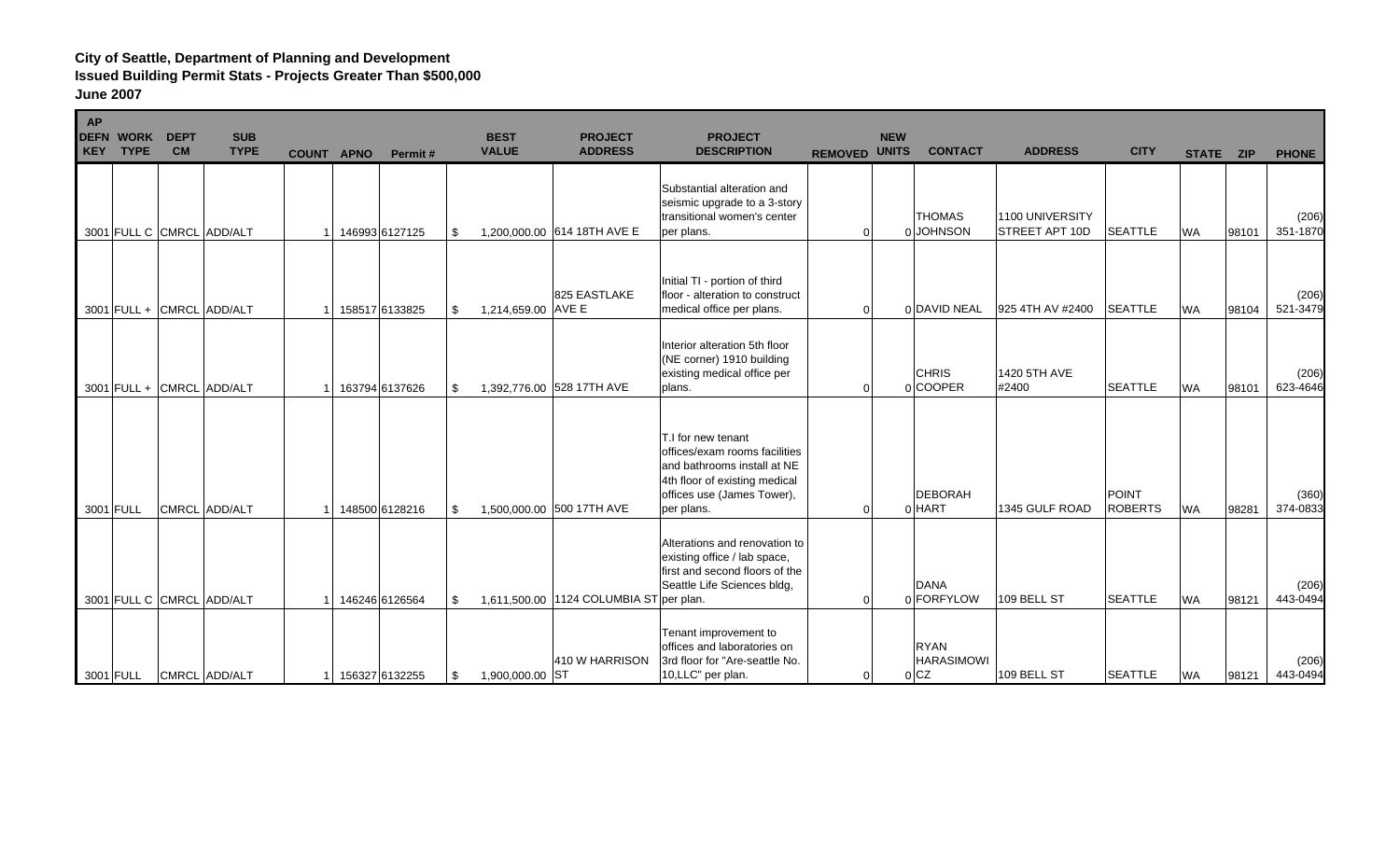**City of Seattle, Department of Planning and Development**
**Issued Building Permit Stats - Projects Greater Than $500,000**
**June 2007**

| AP DEFN KEY | WORK TYPE | DEPT CM | SUB TYPE | COUNT | APNO | Permit # | | BEST VALUE | PROJECT ADDRESS | PROJECT DESCRIPTION | REMOVED | NEW UNITS | CONTACT | ADDRESS | CITY | STATE | ZIP | PHONE |
|---|---|---|---|---|---|---|---|---|---|---|---|---|---|---|---|---|---|---|
| 3001 | FULL C | CMRCL | ADD/ALT | 1 | 146993 | 6127125 | $ | 1,200,000.00 | 614 18TH AVE E | Substantial alteration and seismic upgrade to a 3-story transitional women's center per plans. | 0 | 0 | THOMAS JOHNSON | 1100 UNIVERSITY STREET APT 10D | SEATTLE | WA | 98101 | (206) 351-1870 |
| 3001 | FULL + | CMRCL | ADD/ALT | 1 | 158517 | 6133825 | $ | 1,214,659.00 | 825 EASTLAKE AVE E | Initial TI - portion of third floor - alteration to construct medical office per plans. | 0 | 0 | DAVID NEAL | 925 4TH AV #2400 | SEATTLE | WA | 98104 | (206) 521-3479 |
| 3001 | FULL + | CMRCL | ADD/ALT | 1 | 163794 | 6137626 | $ | 1,392,776.00 | 528 17TH AVE | Interior alteration 5th floor (NE corner) 1910 building existing medical office per plans. | 0 | 0 | CHRIS COOPER | 1420 5TH AVE #2400 | SEATTLE | WA | 98101 | (206) 623-4646 |
| 3001 | FULL | CMRCL | ADD/ALT | 1 | 148500 | 6128216 | $ | 1,500,000.00 | 500 17TH AVE | T.I for new tenant offices/exam rooms facilities and bathrooms install at NE 4th floor of existing medical offices use (James Tower), per plans. | 0 | 0 | DEBORAH HART | 1345 GULF ROAD | POINT ROBERTS | WA | 98281 | (360) 374-0833 |
| 3001 | FULL C | CMRCL | ADD/ALT | 1 | 146246 | 6126564 | $ | 1,611,500.00 | 1124 COLUMBIA ST | Alterations and renovation to existing office / lab space, first and second floors of the Seattle Life Sciences bldg, per plan. | 0 | 0 | DANA FORFYLOW | 109 BELL ST | SEATTLE | WA | 98121 | (206) 443-0494 |
| 3001 | FULL | CMRCL | ADD/ALT | 1 | 156327 | 6132255 | $ | 1,900,000.00 | 410 W HARRISON ST | Tenant improvement to offices and laboratories on 3rd floor for "Are-seattle No. 10,LLC" per plan. | 0 | 0 | RYAN HARASIMOWICZ | 109 BELL ST | SEATTLE | WA | 98121 | (206) 443-0494 |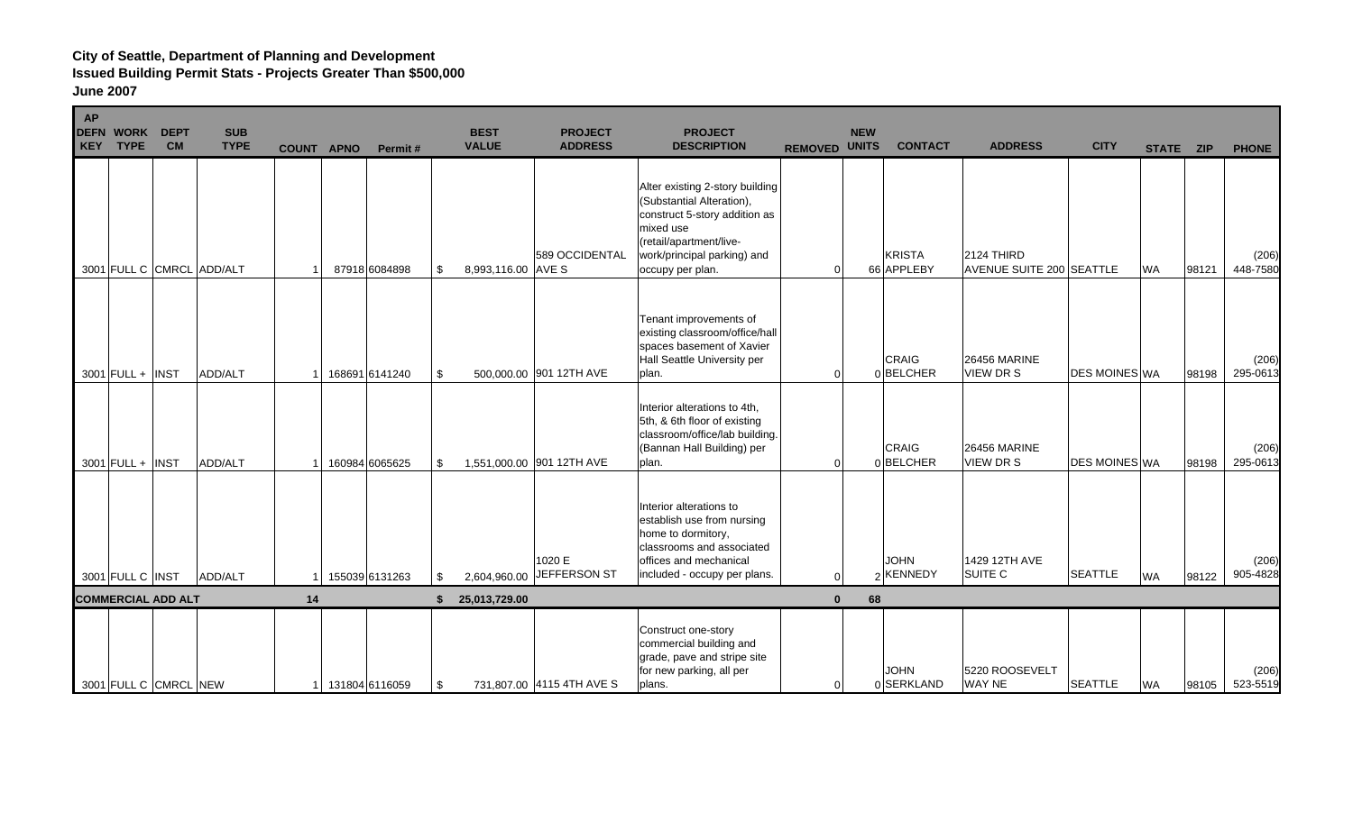**City of Seattle, Department of Planning and Development**
**Issued Building Permit Stats - Projects Greater Than $500,000**
**June 2007**

| AP DEFN KEY | WORK TYPE | DEPT CM | SUB TYPE | COUNT | APNO | Permit # | BEST VALUE | PROJECT ADDRESS | PROJECT DESCRIPTION | REMOVED | NEW UNITS | CONTACT | ADDRESS | CITY | STATE | ZIP | PHONE |
|---|---|---|---|---|---|---|---|---|---|---|---|---|---|---|---|---|---|
| 3001 | FULL C | CMRCL | ADD/ALT | 1 | 87918 | 6084898 | $ 8,993,116.00 | 589 OCCIDENTAL AVE S | Alter existing 2-story building (Substantial Alteration), construct 5-story addition as mixed use (retail/apartment/live-work/principal parking) and occupy per plan. | 0 | 66 | KRISTA APPLEBY | 2124 THIRD AVENUE SUITE 200 | SEATTLE | WA | 98121 | (206) 448-7580 |
| 3001 | FULL + | INST | ADD/ALT | 1 | 168691 | 6141240 | $ 500,000.00 | 901 12TH AVE | Tenant improvements of existing classroom/office/hall spaces basement of Xavier Hall Seattle University per plan. | 0 | 0 | CRAIG BELCHER | 26456 MARINE VIEW DR S | DES MOINES | WA | 98198 | (206) 295-0613 |
| 3001 | FULL + | INST | ADD/ALT | 1 | 160984 | 6065625 | $ 1,551,000.00 | 901 12TH AVE | Interior alterations to 4th, 5th, & 6th floor of existing classroom/office/lab building. (Bannan Hall Building) per plan. | 0 | 0 | CRAIG BELCHER | 26456 MARINE VIEW DR S | DES MOINES | WA | 98198 | (206) 295-0613 |
| 3001 | FULL C | INST | ADD/ALT | 1 | 155039 | 6131263 | $ 2,604,960.00 | 1020 E JEFFERSON ST | Interior alterations to establish use from nursing home to dormitory, classrooms and associated offices and mechanical included - occupy per plans. | 0 | 2 | JOHN KENNEDY | 1429 12TH AVE SUITE C | SEATTLE | WA | 98122 | (206) 905-4828 |
| **COMMERCIAL ADD ALT** | | | | **14** | | | **$ 25,013,729.00** | | | **0** | **68** | | | | | | |
| 3001 | FULL C | CMRCL | NEW | 1 | 131804 | 6116059 | $ 731,807.00 | 4115 4TH AVE S | Construct one-story commercial building and grade, pave and stripe site for new parking, all per plans. | 0 | 0 | JOHN SERKLAND | 5220 ROOSEVELT WAY NE | SEATTLE | WA | 98105 | (206) 523-5519 |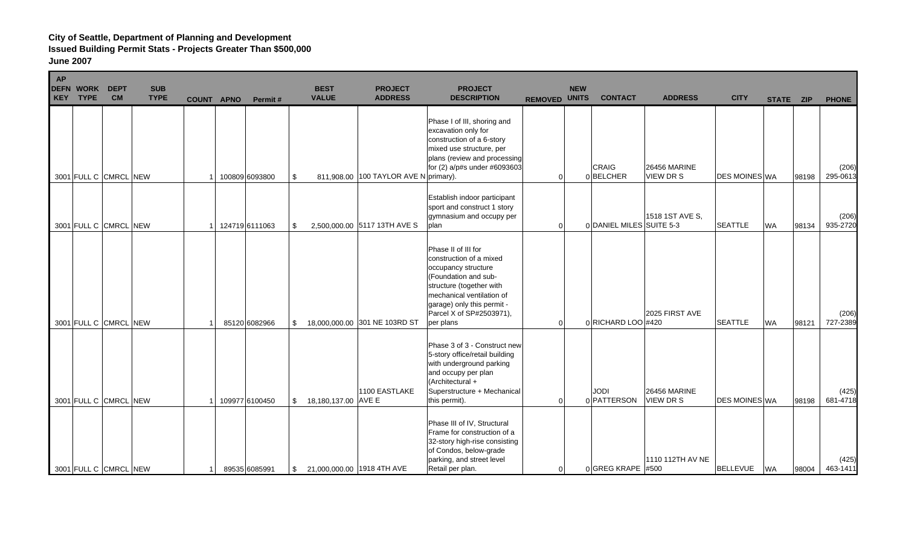**City of Seattle, Department of Planning and Development**
**Issued Building Permit Stats - Projects Greater Than $500,000**
**June 2007**

| AP DEFN KEY | WORK TYPE | DEPT CM | SUB TYPE | COUNT | APNO | Permit # | BEST VALUE | PROJECT ADDRESS | PROJECT DESCRIPTION | REMOVED | NEW UNITS | CONTACT | ADDRESS | CITY | STATE | ZIP | PHONE |
|---|---|---|---|---|---|---|---|---|---|---|---|---|---|---|---|---|---|
| 3001 | FULL C | CMRCL | NEW | 1 | 100809 | 6093800 | $ 811,908.00 | 100 TAYLOR AVE N | Phase I of III, shoring and excavation only for construction of a 6-story mixed use structure, per plans (review and processing for (2) a/p#s under #6093603 primary). | 0 | 0 | CRAIG BELCHER | 26456 MARINE VIEW DR S | DES MOINES | WA | 98198 | (206) 295-0613 |
| 3001 | FULL C | CMRCL | NEW | 1 | 124719 | 6111063 | $ 2,500,000.00 | 5117 13TH AVE S | Establish indoor participant sport and construct 1 story gymnasium and occupy per plan | 0 | 0 | DANIEL MILES | 1518 1ST AVE S, SUITE 5-3 | SEATTLE | WA | 98134 | (206) 935-2720 |
| 3001 | FULL C | CMRCL | NEW | 1 | 85120 | 6082966 | $ 18,000,000.00 | 301 NE 103RD ST | Phase II of III for construction of a mixed occupancy structure (Foundation and sub-structure (together with mechanical ventilation of garage) only this permit - Parcel X of SP#2503971), per plans | 0 | 0 | RICHARD LOO | 2025 FIRST AVE #420 | SEATTLE | WA | 98121 | (206) 727-2389 |
| 3001 | FULL C | CMRCL | NEW | 1 | 109977 | 6100450 | $ 18,180,137.00 | 1100 EASTLAKE AVE E | Phase 3 of 3 - Construct new 5-story office/retail building with underground parking and occupy per plan (Architectural + Superstructure + Mechanical this permit). | 0 | 0 | JODI PATTERSON | 26456 MARINE VIEW DR S | DES MOINES | WA | 98198 | (425) 681-4718 |
| 3001 | FULL C | CMRCL | NEW | 1 | 89535 | 6085991 | $ 21,000,000.00 | 1918 4TH AVE | Phase III of IV, Structural Frame for construction of a 32-story high-rise consisting of Condos, below-grade parking, and street level Retail per plan. | 0 | 0 | GREG KRAPE | 1110 112TH AV NE #500 | BELLEVUE | WA | 98004 | (425) 463-1411 |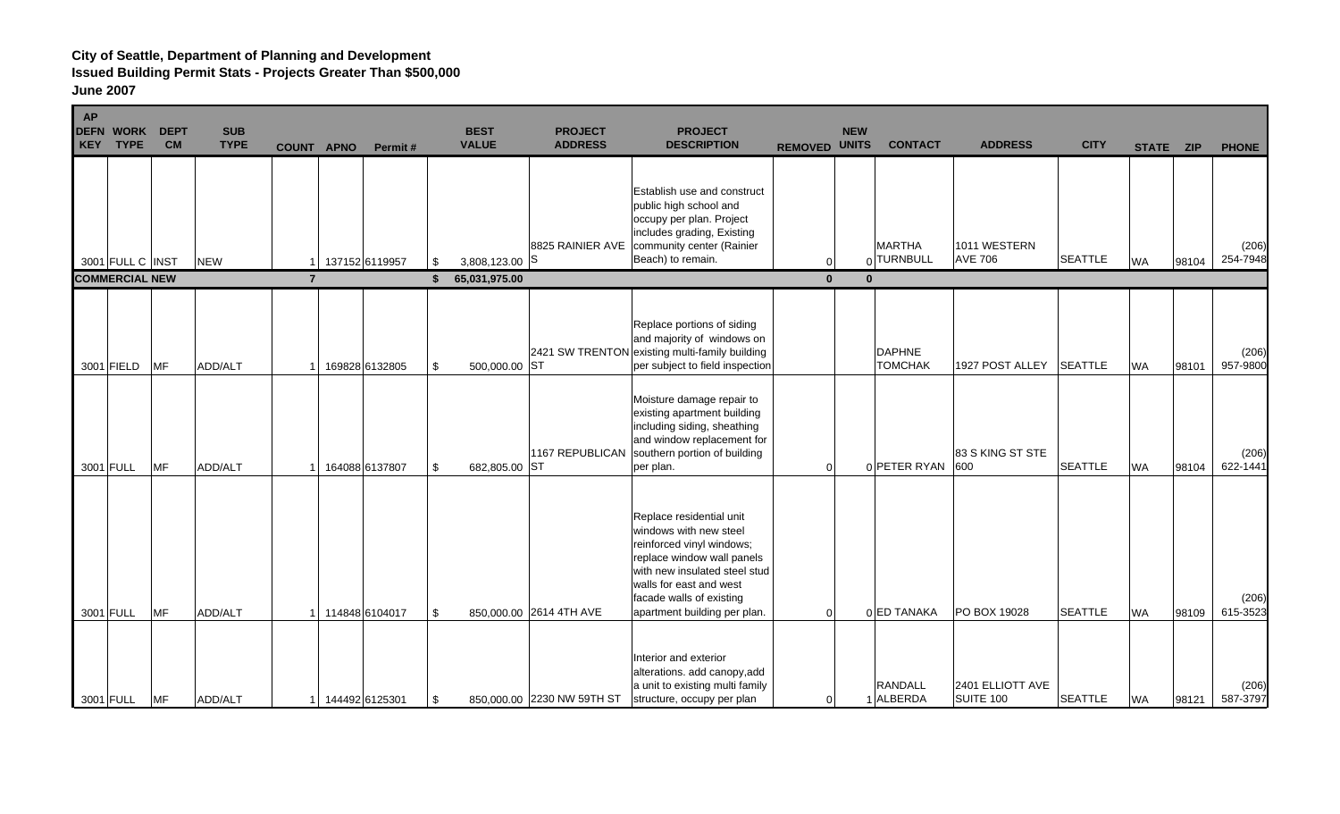**City of Seattle, Department of Planning and Development**
**Issued Building Permit Stats - Projects Greater Than $500,000**
**June 2007**

| AP DEFN KEY | WORK TYPE | DEPT CM | SUB TYPE | COUNT | APNO | Permit # | BEST VALUE | PROJECT ADDRESS | PROJECT DESCRIPTION | REMOVED | NEW UNITS | CONTACT | ADDRESS | CITY | STATE | ZIP | PHONE |
|---|---|---|---|---|---|---|---|---|---|---|---|---|---|---|---|---|---|
| 3001 | FULL C | INST | NEW | 1 | 137152 | 6119957 | $ 3,808,123.00 | 8825 RAINIER AVE S | Establish use and construct public high school and occupy per plan. Project includes grading, Existing community center (Rainier Beach) to remain. | 0 | 0 | MARTHA TURNBULL | 1011 WESTERN AVE 706 | SEATTLE | WA | 98104 | (206) 254-7948 |
| **COMMERCIAL NEW** | | | | **7** | | | **$ 65,031,975.00** | | | **0** | **0** | | | | | | |
| 3001 | FIELD | MF | ADD/ALT | 1 | 169828 | 6132805 | $ 500,000.00 | 2421 SW TRENTON ST | Replace portions of siding and majority of windows on existing multi-family building per subject to field inspection | | | DAPHNE TOMCHAK | 1927 POST ALLEY | SEATTLE | WA | 98101 | (206) 957-9800 |
| 3001 | FULL | MF | ADD/ALT | 1 | 164088 | 6137807 | $ 682,805.00 | 1167 REPUBLICAN ST | Moisture damage repair to existing apartment building including siding, sheathing and window replacement for southern portion of building per plan. | 0 | 0 | PETER RYAN | 83 S KING ST STE 600 | SEATTLE | WA | 98104 | (206) 622-1441 |
| 3001 | FULL | MF | ADD/ALT | 1 | 114848 | 6104017 | $ 850,000.00 | 2614 4TH AVE | Replace residential unit windows with new steel reinforced vinyl windows; replace window wall panels with new insulated steel stud walls for east and west facade walls of existing apartment building per plan. | 0 | 0 | ED TANAKA | PO BOX 19028 | SEATTLE | WA | 98109 | (206) 615-3523 |
| 3001 | FULL | MF | ADD/ALT | 1 | 144492 | 6125301 | $ 850,000.00 | 2230 NW 59TH ST | Interior and exterior alterations. add canopy,add a unit to existing multi family structure, occupy per plan | 0 | 1 | RANDALL ALBERDA | 2401 ELLIOTT AVE SUITE 100 | SEATTLE | WA | 98121 | (206) 587-3797 |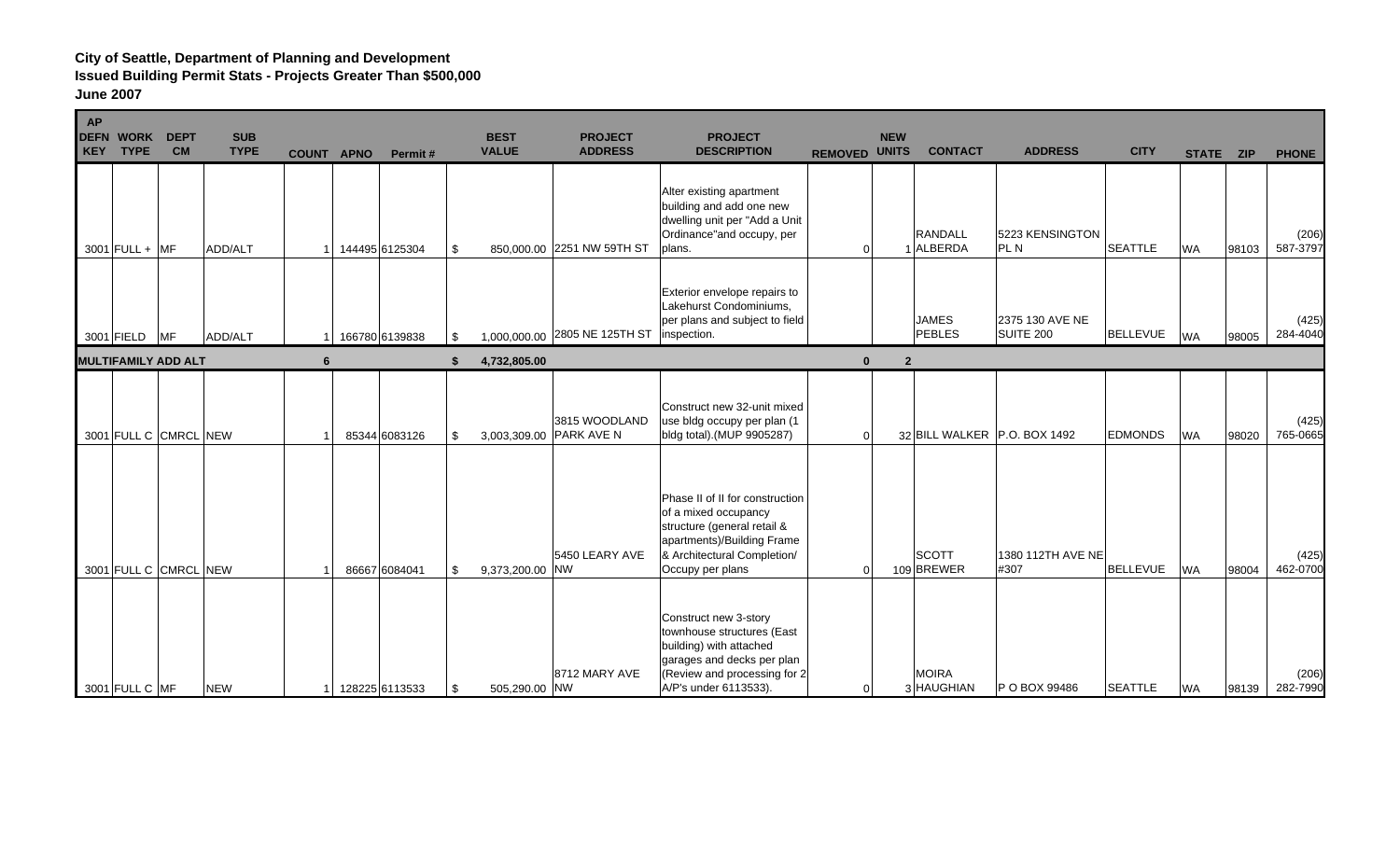**City of Seattle, Department of Planning and Development**
**Issued Building Permit Stats - Projects Greater Than $500,000**
**June 2007**

| AP DEFN KEY | WORK TYPE | DEPT CM | SUB TYPE | COUNT | APNO | Permit # | | BEST VALUE | PROJECT ADDRESS | PROJECT DESCRIPTION | REMOVED | NEW UNITS | CONTACT | ADDRESS | CITY | STATE | ZIP | PHONE |
|---|---|---|---|---|---|---|---|---|---|---|---|---|---|---|---|---|---|---|
| 3001 | FULL + | MF | ADD/ALT | 1 | 144495 | 6125304 | $ | 850,000.00 | 2251 NW 59TH ST | Alter existing apartment building and add one new dwelling unit per "Add a Unit Ordinance"and occupy, per plans. | 0 | 1 | RANDALL ALBERDA | 5223 KENSINGTON PL N | SEATTLE | WA | 98103 | (206) 587-3797 |
| 3001 | FIELD | MF | ADD/ALT | 1 | 166780 | 6139838 | $ | 1,000,000.00 | 2805 NE 125TH ST | Exterior envelope repairs to Lakehurst Condominiums, per plans and subject to field inspection. | | | JAMES PEBLES | 2375 130 AVE NE SUITE 200 | BELLEVUE | WA | 98005 | (425) 284-4040 |
| **MULTIFAMILY ADD ALT** | | | | **6** | | | **$** | **4,732,805.00** | | | **0** | **2** | | | | | | |
| 3001 | FULL C | CMRCL | NEW | 1 | 85344 | 6083126 | $ | 3,003,309.00 | 3815 WOODLAND PARK AVE N | Construct new 32-unit mixed use bldg occupy per plan (1 bldg total).(MUP 9905287) | 0 | 32 | BILL WALKER | P.O. BOX 1492 | EDMONDS | WA | 98020 | (425) 765-0665 |
| 3001 | FULL C | CMRCL | NEW | 1 | 86667 | 6084041 | $ | 9,373,200.00 | 5450 LEARY AVE NW | Phase II of II for construction of a mixed occupancy structure (general retail & apartments)/Building Frame & Architectural Completion/ Occupy per plans | 0 | 109 | SCOTT BREWER | 1380 112TH AVE NE #307 | BELLEVUE | WA | 98004 | (425) 462-0700 |
| 3001 | FULL C | MF | NEW | 1 | 128225 | 6113533 | $ | 505,290.00 | 8712 MARY AVE NW | Construct new 3-story townhouse structures (East building) with attached garages and decks per plan (Review and processing for 2 A/P's under 6113533). | 0 | 3 | MOIRA HAUGHIAN | P O BOX 99486 | SEATTLE | WA | 98139 | (206) 282-7990 |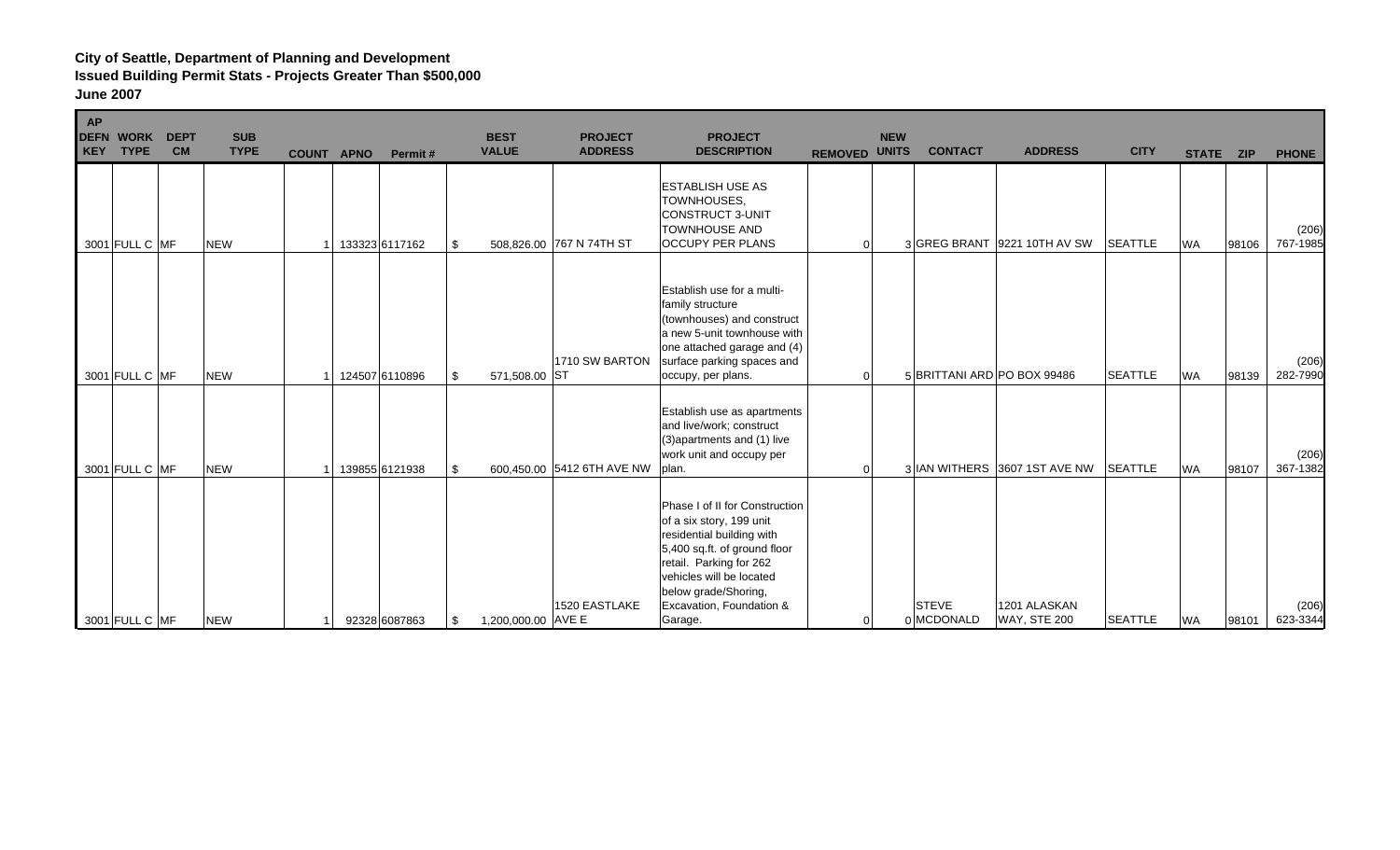**City of Seattle, Department of Planning and Development**
**Issued Building Permit Stats - Projects Greater Than $500,000**
**June 2007**

| AP DEFN KEY | WORK TYPE | DEPT CM | SUB TYPE | COUNT | APNO | Permit # | BEST VALUE | PROJECT ADDRESS | PROJECT DESCRIPTION | REMOVED | NEW UNITS | CONTACT | ADDRESS | CITY | STATE | ZIP | PHONE |
|---|---|---|---|---|---|---|---|---|---|---|---|---|---|---|---|---|---|
| 3001 | FULL C | MF | NEW | 1 | 133323 | 6117162 | $ 508,826.00 | 767 N 74TH ST | ESTABLISH USE AS TOWNHOUSES, CONSTRUCT 3-UNIT TOWNHOUSE AND OCCUPY PER PLANS | 0 | 3 | GREG BRANT | 9221 10TH AV SW | SEATTLE | WA | 98106 | (206) 767-1985 |
| 3001 | FULL C | MF | NEW | 1 | 124507 | 6110896 | $ 571,508.00 | 1710 SW BARTON ST | Establish use for a multi-family structure (townhouses) and construct a new 5-unit townhouse with one attached garage and (4) surface parking spaces and occupy, per plans. | 0 | 5 | BRITTANI ARD | PO BOX 99486 | SEATTLE | WA | 98139 | (206) 282-7990 |
| 3001 | FULL C | MF | NEW | 1 | 139855 | 6121938 | $ 600,450.00 | 5412 6TH AVE NW | Establish use as apartments and live/work; construct (3)apartments and (1) live work unit and occupy per plan. | 0 | 3 | IAN WITHERS | 3607 1ST AVE NW | SEATTLE | WA | 98107 | (206) 367-1382 |
| 3001 | FULL C | MF | NEW | 1 | 92328 | 6087863 | $ 1,200,000.00 | 1520 EASTLAKE AVE E | Phase I of II for Construction of a six story, 199 unit residential building with 5,400 sq.ft. of ground floor retail. Parking for 262 vehicles will be located below grade/Shoring, Excavation, Foundation & Garage. | 0 | 0 | STEVE MCDONALD | 1201 ALASKAN WAY, STE 200 | SEATTLE | WA | 98101 | (206) 623-3344 |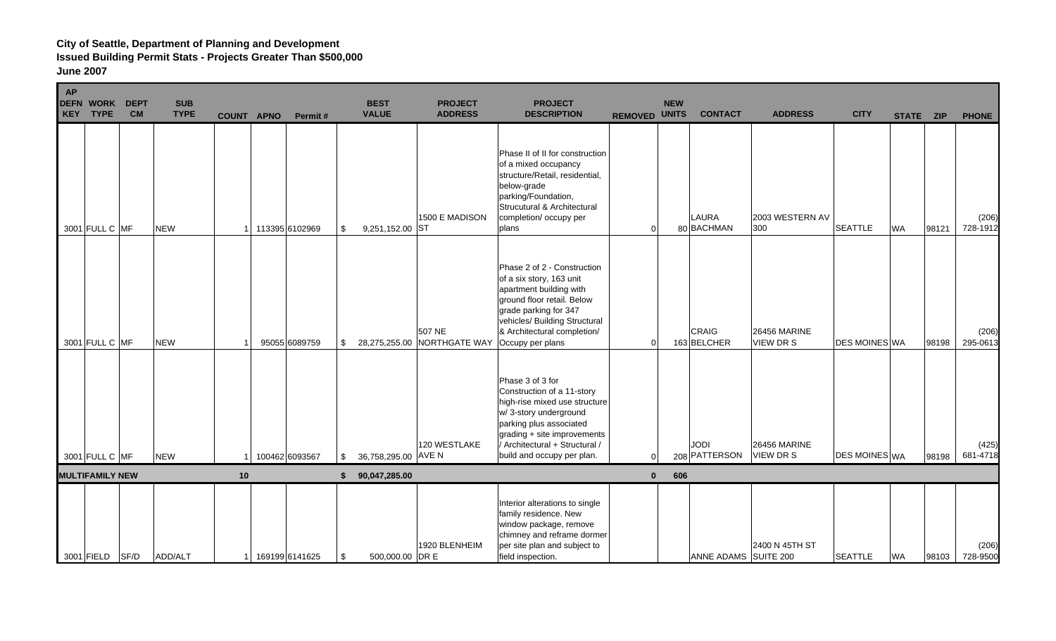**City of Seattle, Department of Planning and Development**
**Issued Building Permit Stats - Projects Greater Than $500,000**
**June 2007**

| AP DEFN KEY | WORK TYPE | DEPT CM | SUB TYPE | COUNT | APNO | Permit # | BEST VALUE | PROJECT ADDRESS | PROJECT DESCRIPTION | REMOVED | NEW UNITS | CONTACT | ADDRESS | CITY | STATE | ZIP | PHONE |
|---|---|---|---|---|---|---|---|---|---|---|---|---|---|---|---|---|---|
| 3001 | FULL C | MF | NEW | 1 | 113395 | 6102969 | $ 9,251,152.00 | 1500 E MADISON ST | Phase II of II for construction of a mixed occupancy structure/Retail, residential, below-grade parking/Foundation, Strucutural & Architectural completion/ occupy per plans | 0 | 80 | LAURA BACHMAN | 2003 WESTERN AV 300 | SEATTLE | WA | 98121 | (206) 728-1912 |
| 3001 | FULL C | MF | NEW | 1 | 95055 | 6089759 | $ 28,275,255.00 | 507 NE NORTHGATE WAY | Phase 2 of 2 - Construction of a six story, 163 unit apartment building with ground floor retail. Below grade parking for 347 vehicles/ Building Structural & Architectural completion/ Occupy per plans | 0 | 163 | CRAIG BELCHER | 26456 MARINE VIEW DR S | DES MOINES | WA | 98198 | (206) 295-0613 |
| 3001 | FULL C | MF | NEW | 1 | 100462 | 6093567 | $ 36,758,295.00 | 120 WESTLAKE AVE N | Phase 3 of 3 for Construction of a 11-story high-rise mixed use structure w/ 3-story underground parking plus associated grading + site improvements / Architectural + Structural / build and occupy per plan. | 0 | 208 | JODI PATTERSON | 26456 MARINE VIEW DR S | DES MOINES | WA | 98198 | (425) 681-4718 |
| **MULTIFAMILY NEW** | | | | **10** | | | **$ 90,047,285.00** | | | **0** | **606** | | | | | | |
| 3001 | FIELD | SF/D | ADD/ALT | 1 | 169199 | 6141625 | $ 500,000.00 | 1920 BLENHEIM DR E | Interior alterations to single family residence. New window package, remove chimney and reframe dormer per site plan and subject to field inspection. | | | ANNE ADAMS | 2400 N 45TH ST SUITE 200 | SEATTLE | WA | 98103 | (206) 728-9500 |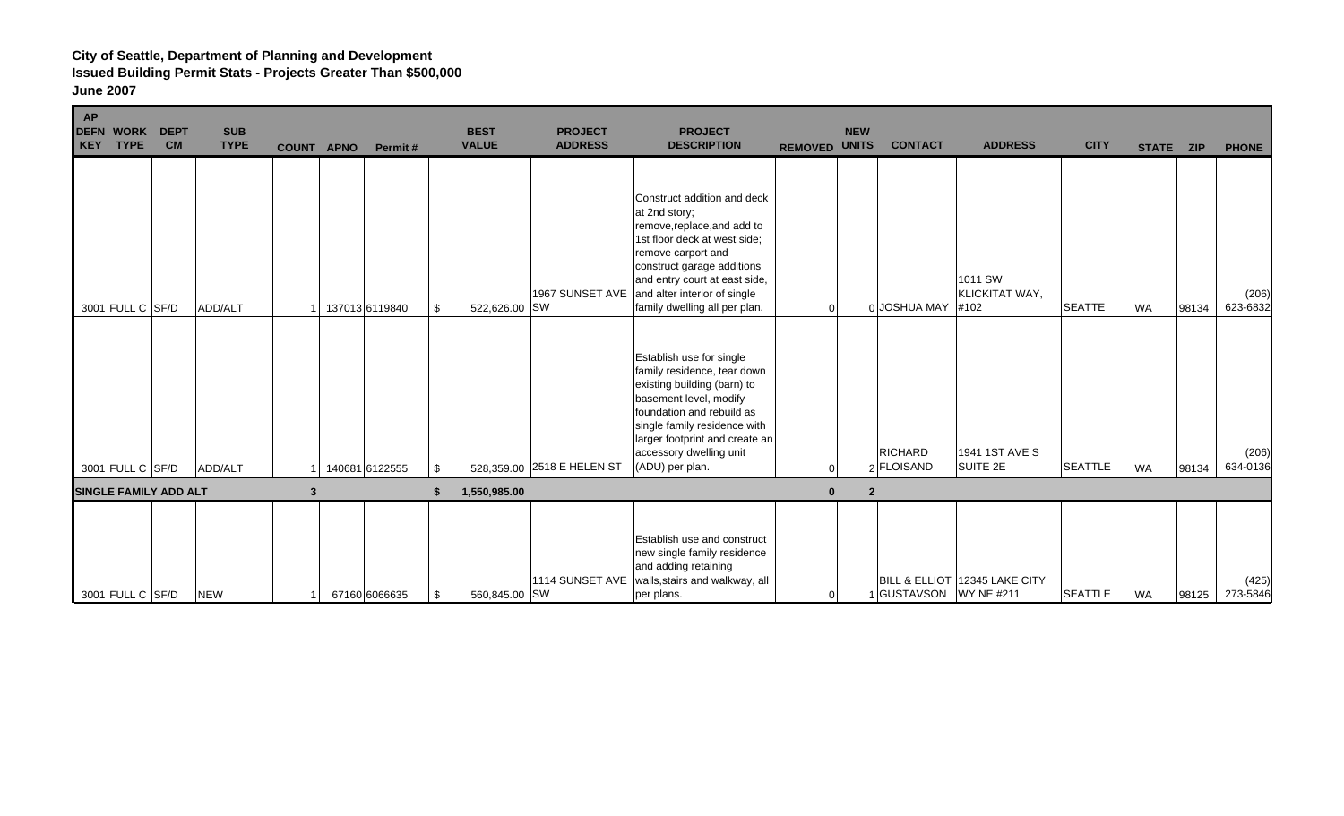**City of Seattle, Department of Planning and Development**
**Issued Building Permit Stats - Projects Greater Than $500,000**
**June 2007**

| AP DEFN KEY | WORK TYPE | DEPT CM | SUB TYPE | COUNT | APNO | Permit # | BEST VALUE | PROJECT ADDRESS | PROJECT DESCRIPTION | REMOVED | NEW UNITS | CONTACT | ADDRESS | CITY | STATE | ZIP | PHONE |
|---|---|---|---|---|---|---|---|---|---|---|---|---|---|---|---|---|---|
| 3001 | FULL C | SF/D | ADD/ALT | 1 | 137013 | 6119840 | $ 522,626.00 | 1967 SUNSET AVE SW | Construct addition and deck at 2nd story; remove,replace,and add to 1st floor deck at west side; remove carport and construct garage additions and entry court at east side, and alter interior of single family dwelling all per plan. | 0 | 0 | JOSHUA MAY | 1011 SW KLICKITAT WAY, #102 | SEATTE | WA | 98134 | (206) 623-6832 |
| 3001 | FULL C | SF/D | ADD/ALT | 1 | 140681 | 6122555 | $ 528,359.00 | 2518 E HELEN ST | Establish use for single family residence, tear down existing building (barn) to basement level, modify foundation and rebuild as single family residence with larger footprint and create an accessory dwelling unit (ADU) per plan. | 0 | 2 | RICHARD FLOISAND | 1941 1ST AVE S SUITE 2E | SEATTLE | WA | 98134 | (206) 634-0136 |
| **SINGLE FAMILY ADD ALT** | | | | **3** | | | **$ 1,550,985.00** | | | **0** | **2** | | | | | | |
| 3001 | FULL C | SF/D | NEW | 1 | 67160 | 6066635 | $ 560,845.00 | 1114 SUNSET AVE SW | Establish use and construct new single family residence and adding retaining walls,stairs and walkway, all per plans. | 0 | 1 | BILL & ELLIOT GUSTAVSON | 12345 LAKE CITY WY NE #211 | SEATTLE | WA | 98125 | (425) 273-5846 |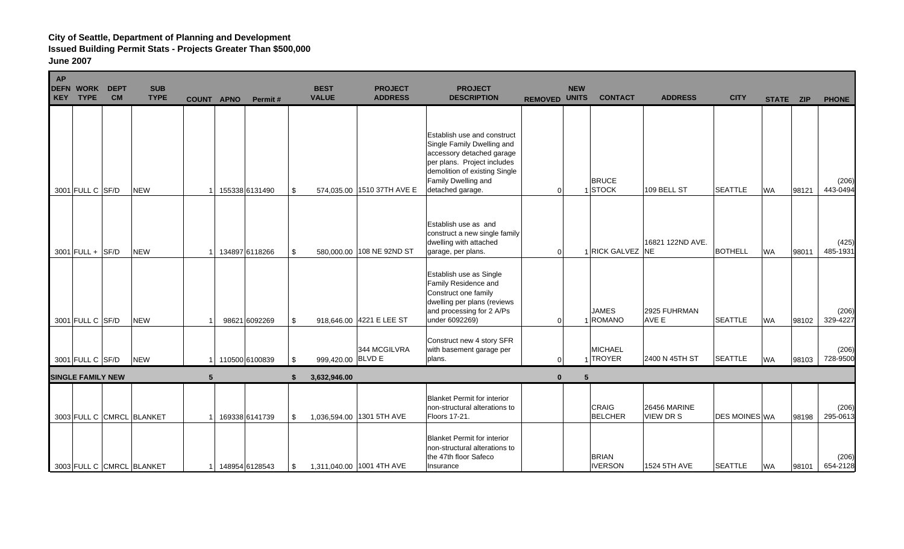**City of Seattle, Department of Planning and Development**
**Issued Building Permit Stats - Projects Greater Than $500,000**
**June 2007**

| AP DEFN KEY | WORK TYPE | DEPT CM | SUB TYPE | COUNT | APNO | Permit # | BEST VALUE | PROJECT ADDRESS | PROJECT DESCRIPTION | REMOVED | NEW UNITS | CONTACT | ADDRESS | CITY | STATE | ZIP | PHONE |
|---|---|---|---|---|---|---|---|---|---|---|---|---|---|---|---|---|---|
| 3001 | FULL C | SF/D | NEW | 1 | 155338 | 6131490 | $ 574,035.00 | 1510 37TH AVE E | Establish use and construct Single Family Dwelling and accessory detached garage per plans. Project includes demolition of existing Single Family Dwelling and detached garage. | 0 | 1 | BRUCE STOCK | 109 BELL ST | SEATTLE | WA | 98121 | (206) 443-0494 |
| 3001 | FULL + | SF/D | NEW | 1 | 134897 | 6118266 | $ 580,000.00 | 108 NE 92ND ST | Establish use as and construct a new single family dwelling with attached garage, per plans. | 0 | 1 | RICK GALVEZ | 16821 122ND AVE. NE | BOTHELL | WA | 98011 | (425) 485-1931 |
| 3001 | FULL C | SF/D | NEW | 1 | 98621 | 6092269 | $ 918,646.00 | 4221 E LEE ST | Establish use as Single Family Residence and Construct one family dwelling per plans (reviews and processing for 2 A/Ps under 6092269) | 0 | 1 | JAMES ROMANO | 2925 FUHRMAN AVE E | SEATTLE | WA | 98102 | (206) 329-4227 |
| 3001 | FULL C | SF/D | NEW | 1 | 110500 | 6100839 | $ 999,420.00 | 344 MCGILVRA BLVD E | Construct new 4 story SFR with basement garage per plans. | 0 | 1 | MICHAEL TROYER | 2400 N 45TH ST | SEATTLE | WA | 98103 | (206) 728-9500 |
| **SINGLE FAMILY NEW** | | | | **5** | | | **$ 3,632,946.00** | | | **0** | **5** | | | | | | |
| 3003 | FULL C | CMRCL | BLANKET | 1 | 169338 | 6141739 | $ 1,036,594.00 | 1301 5TH AVE | Blanket Permit for interior non-structural alterations to Floors 17-21. | | | CRAIG BELCHER | 26456 MARINE VIEW DR S | DES MOINES | WA | 98198 | (206) 295-0613 |
| 3003 | FULL C | CMRCL | BLANKET | 1 | 148954 | 6128543 | $ 1,311,040.00 | 1001 4TH AVE | Blanket Permit for interior non-structural alterations to the 47th floor Safeco Insurance | | | BRIAN IVERSON | 1524 5TH AVE | SEATTLE | WA | 98101 | (206) 654-2128 |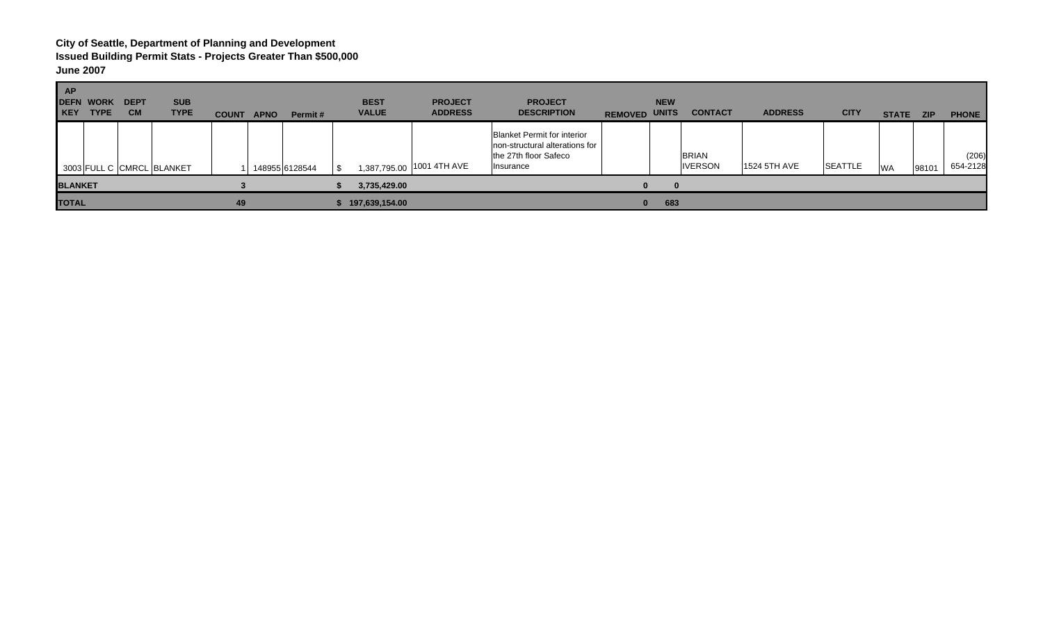**City of Seattle, Department of Planning and Development**
**Issued Building Permit Stats - Projects Greater Than $500,000**
**June 2007**

| AP DEFN KEY | WORK TYPE | DEPT CM | SUB TYPE | COUNT | APNO | Permit # | BEST VALUE | PROJECT ADDRESS | PROJECT DESCRIPTION | REMOVED | NEW UNITS | CONTACT | ADDRESS | CITY | STATE | ZIP | PHONE |
|---|---|---|---|---|---|---|---|---|---|---|---|---|---|---|---|---|---|
| 3003 | FULL C | CMRCL | BLANKET | 1 | 148955 | 6128544 | $ 1,387,795.00 | 1001 4TH AVE | Blanket Permit for interior non-structural alterations for the 27th floor Safeco Insurance | | | BRIAN IVERSON | 1524 5TH AVE | SEATTLE | WA | 98101 | (206) 654-2128 |
| **BLANKET** | | | | **3** | | | **$ 3,735,429.00** | | | **0** | **0** | | | | | | |
| **TOTAL** | | | | **49** | | | **$ 197,639,154.00** | | | **0** | **683** | | | | | | |